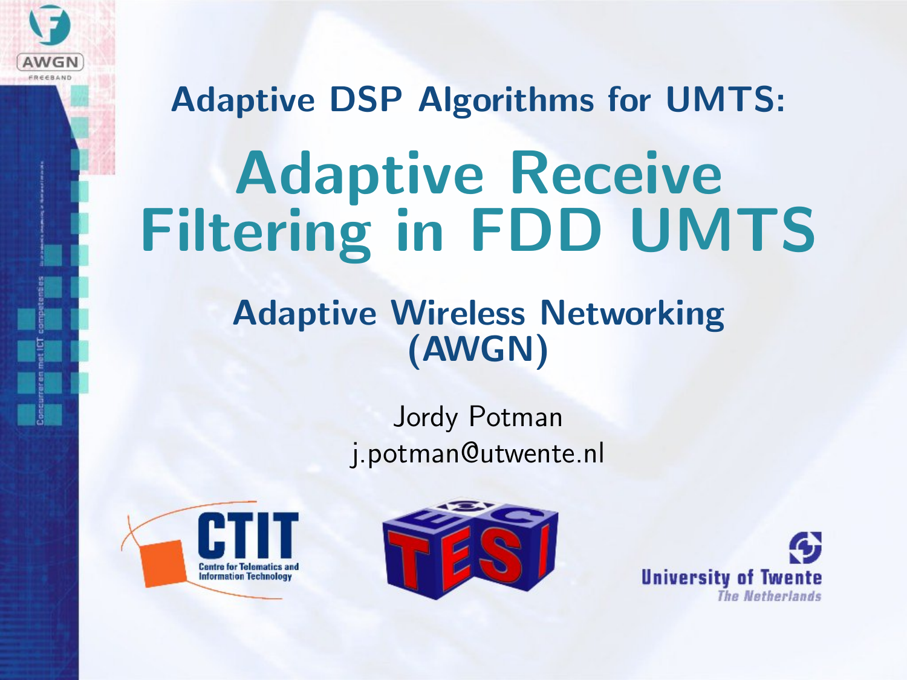## Adaptive DSP Algorithms for UMTS:

# Adaptive Receive Filtering in FDD UMTS

### Adaptive Wireless Networking (AWGN)

Jordy Potman
j.potman@utwente.nl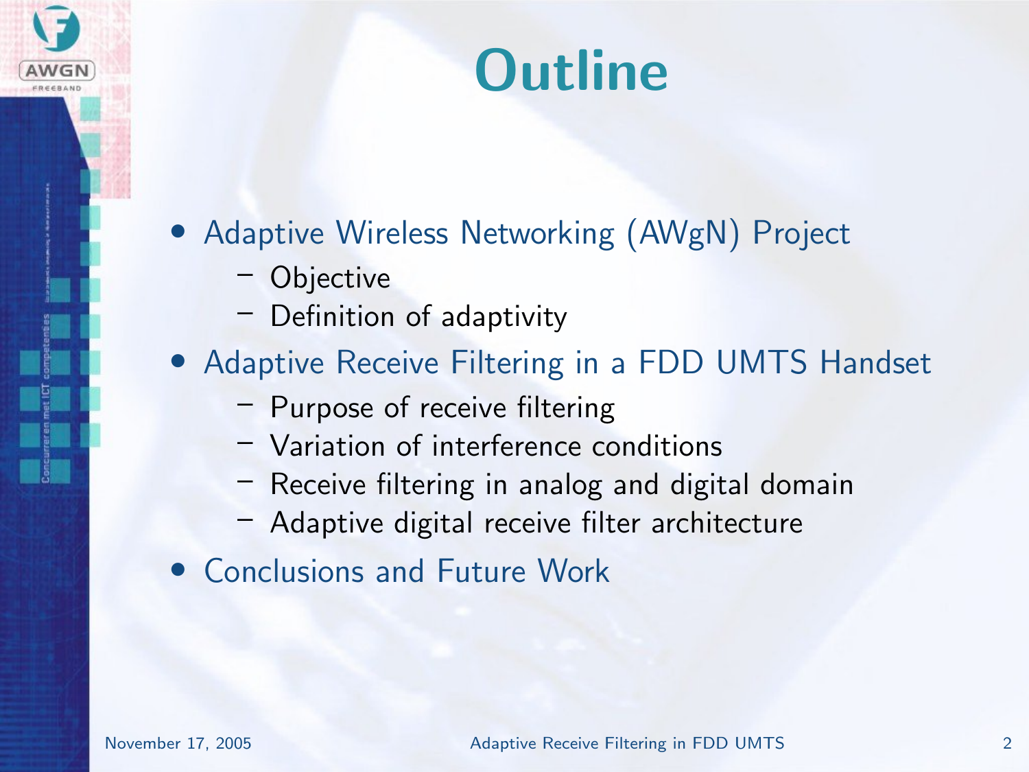# Outline

- Adaptive Wireless Networking (AWgN) Project
  - Objective
  - Definition of adaptivity
- Adaptive Receive Filtering in a FDD UMTS Handset
  - Purpose of receive filtering
  - Variation of interference conditions
  - Receive filtering in analog and digital domain
  - Adaptive digital receive filter architecture
- Conclusions and Future Work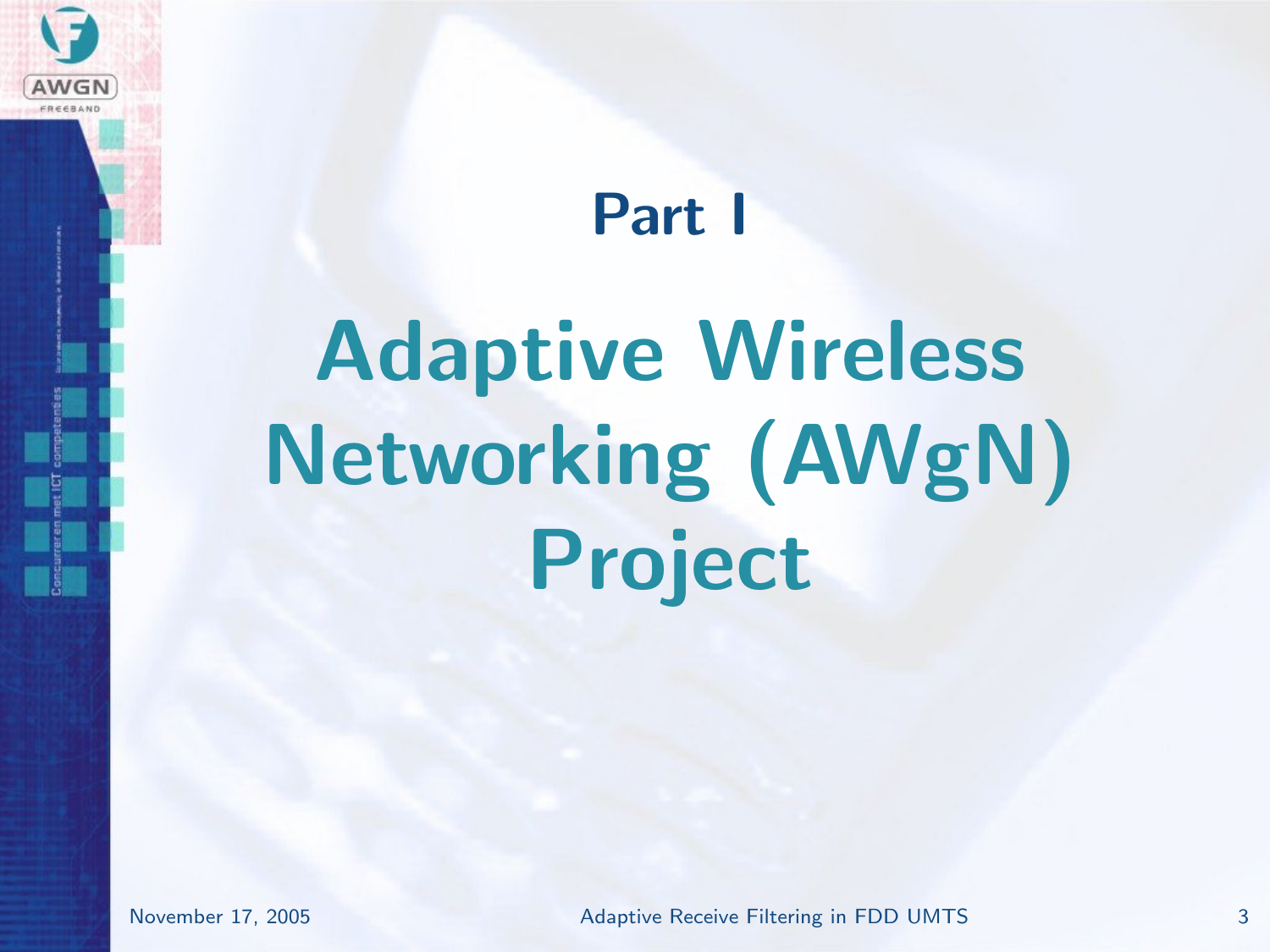# Part I

# Adaptive Wireless Networking (AWgN) Project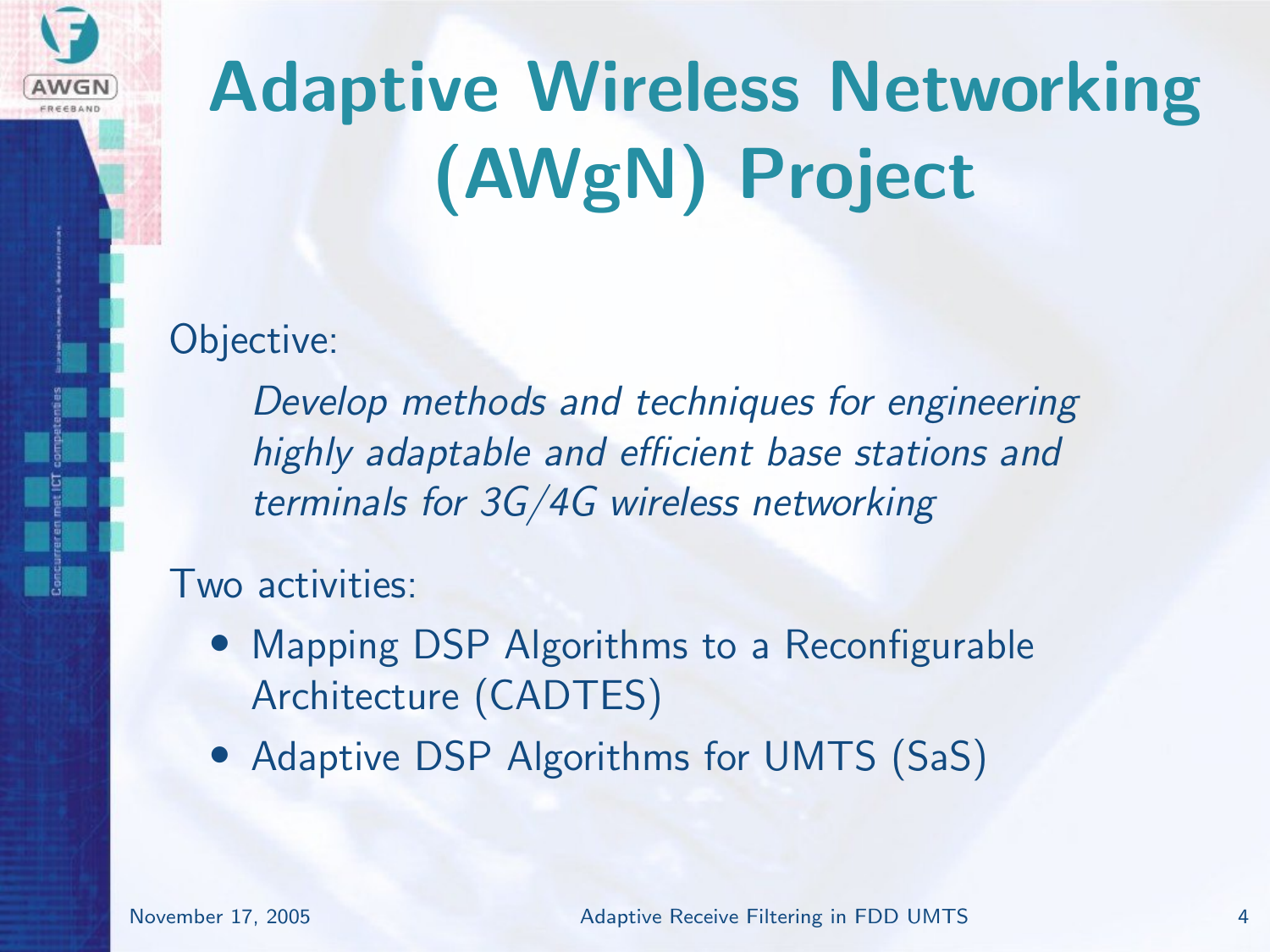# Adaptive Wireless Networking (AWgN) Project

Objective:

> *Develop methods and techniques for engineering highly adaptable and efficient base stations and terminals for 3G/4G wireless networking*

Two activities:

- Mapping DSP Algorithms to a Reconfigurable Architecture (CADTES)
- Adaptive DSP Algorithms for UMTS (SaS)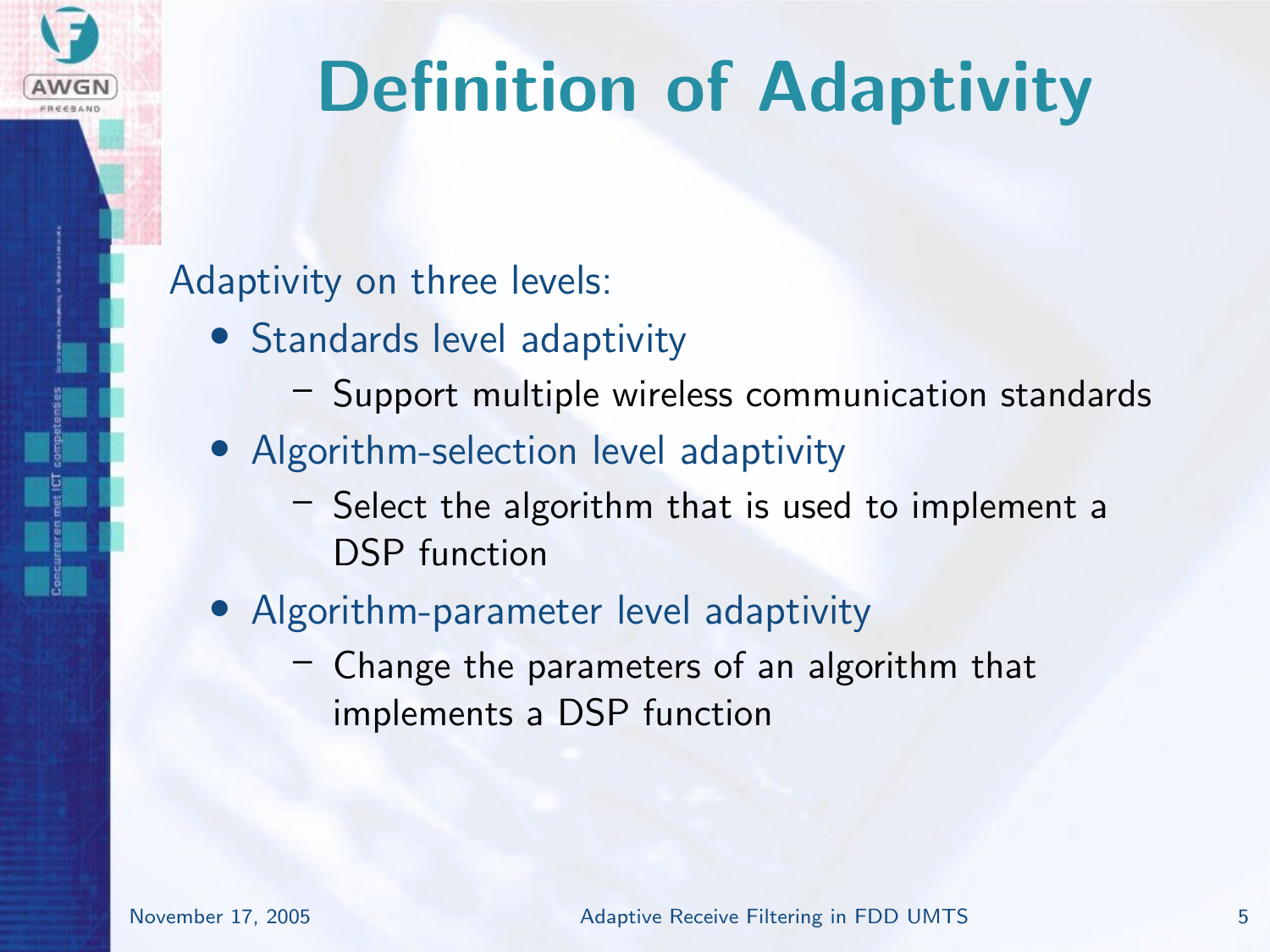# Definition of Adaptivity

Adaptivity on three levels:

- Standards level adaptivity
  - Support multiple wireless communication standards
- Algorithm-selection level adaptivity
  - Select the algorithm that is used to implement a DSP function
- Algorithm-parameter level adaptivity
  - Change the parameters of an algorithm that implements a DSP function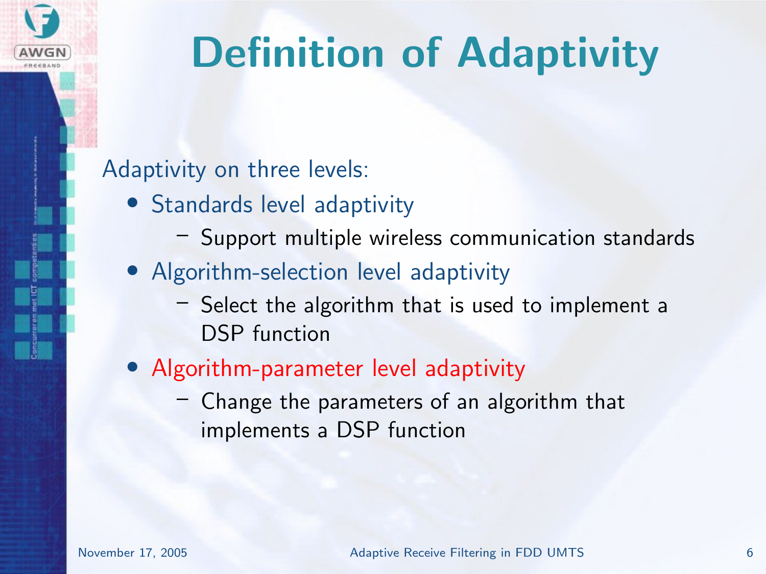# Definition of Adaptivity

Adaptivity on three levels:

- Standards level adaptivity
  - Support multiple wireless communication standards
- Algorithm-selection level adaptivity
  - Select the algorithm that is used to implement a DSP function
- Algorithm-parameter level adaptivity
  - Change the parameters of an algorithm that implements a DSP function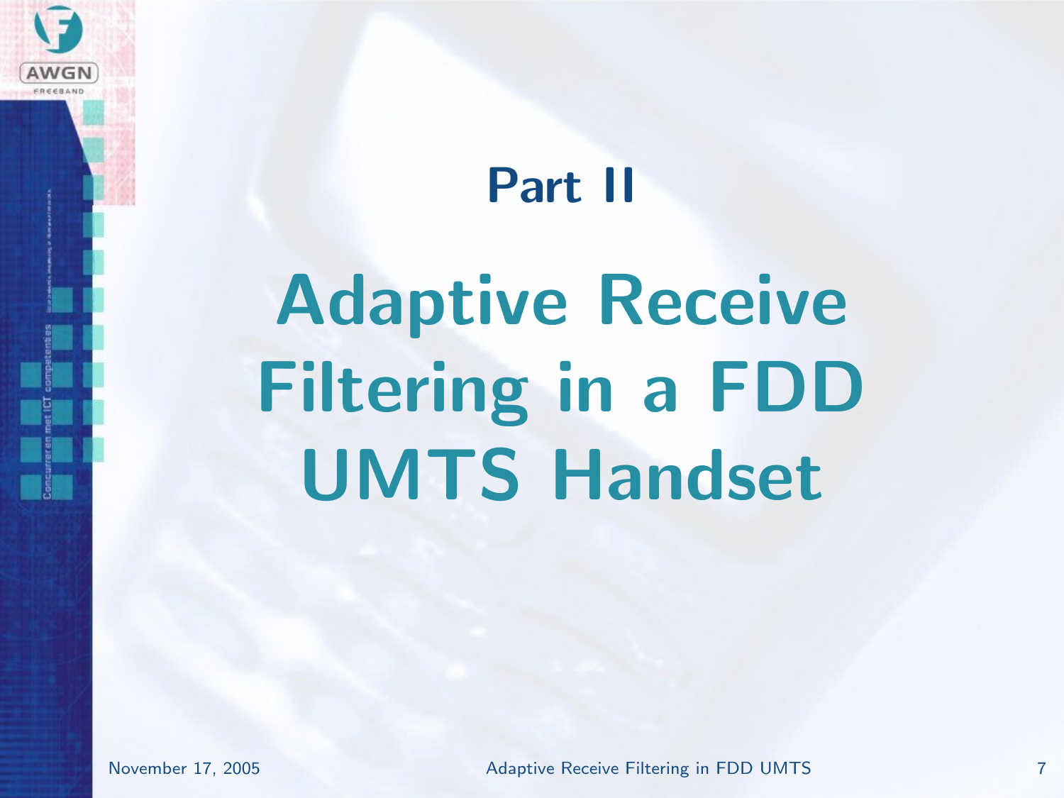# Part II

# Adaptive Receive Filtering in a FDD UMTS Handset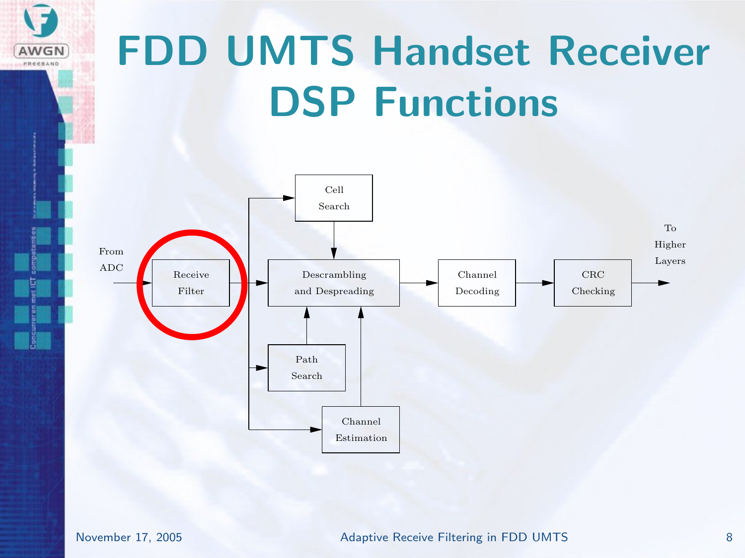# FDD UMTS Handset Receiver DSP Functions

From ADC → Receive Filter → Descrambling and Despreading → Channel Decoding → CRC Checking → To Higher Layers

Receive Filter → Cell Search → Descrambling and Despreading

Receive Filter → Path Search → Descrambling and Despreading

Receive Filter → Channel Estimation → Descrambling and Despreading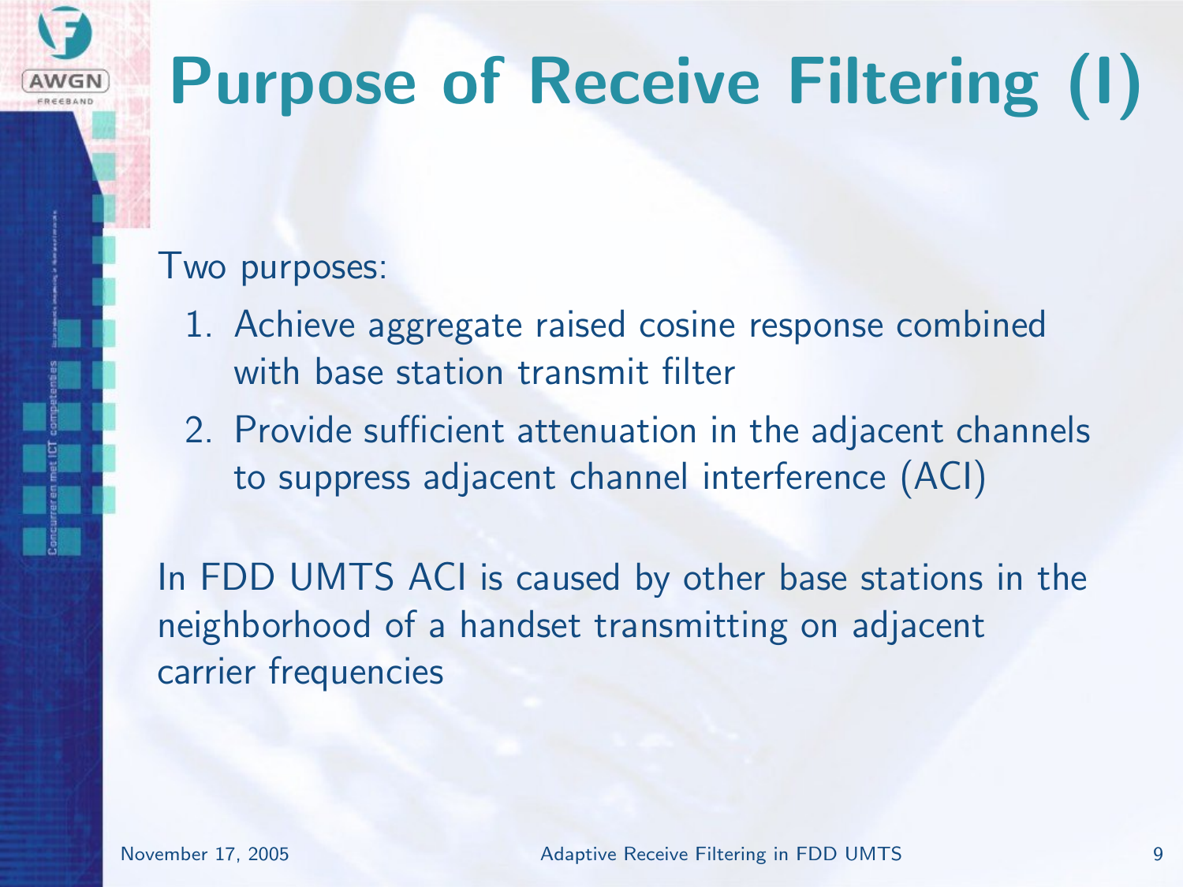# Purpose of Receive Filtering (I)

Two purposes:

1. Achieve aggregate raised cosine response combined with base station transmit filter
2. Provide sufficient attenuation in the adjacent channels to suppress adjacent channel interference (ACI)

In FDD UMTS ACI is caused by other base stations in the neighborhood of a handset transmitting on adjacent carrier frequencies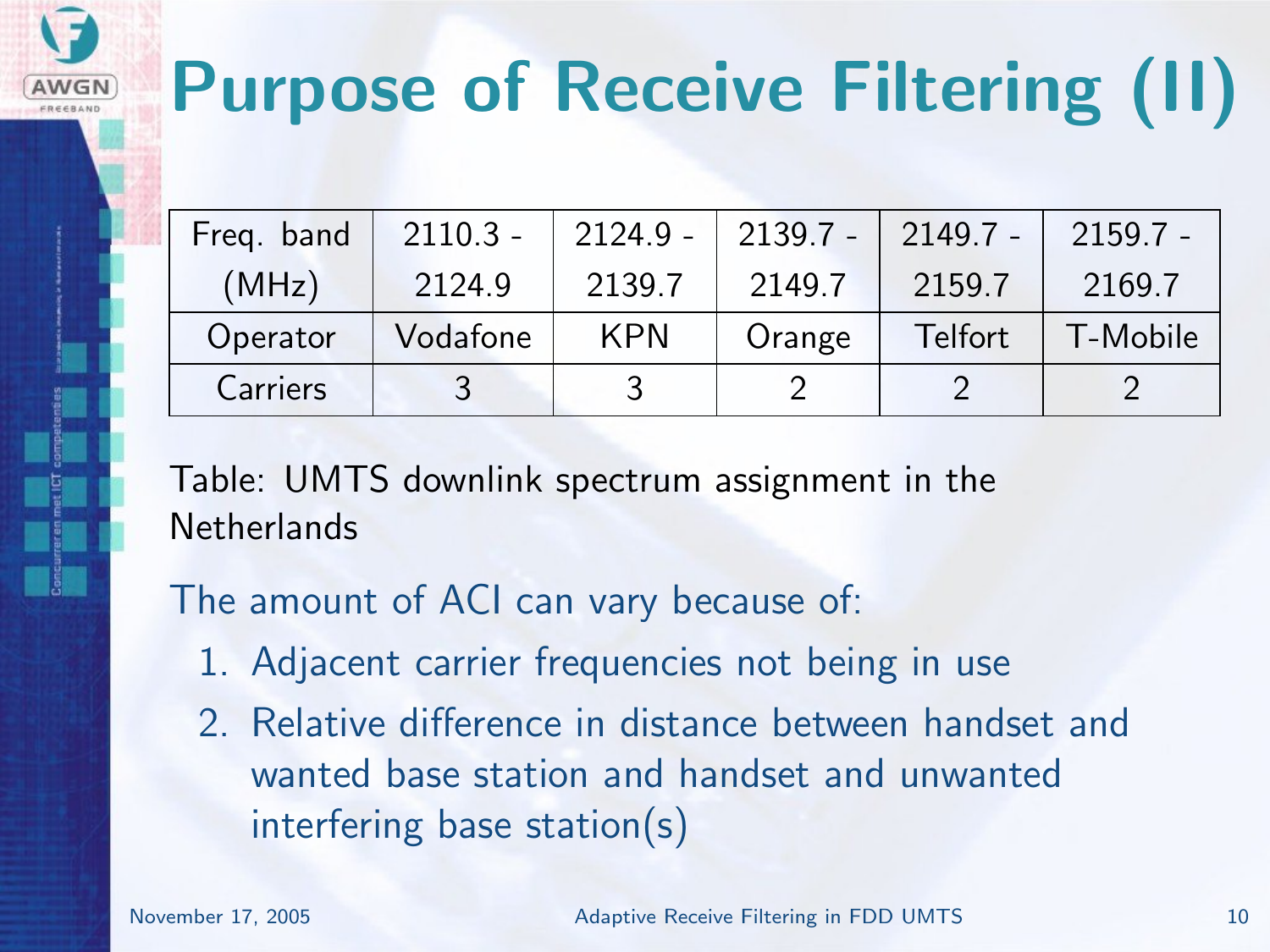# Purpose of Receive Filtering (II)

| Freq. band (MHz) | 2110.3 - 2124.9 | 2124.9 - 2139.7 | 2139.7 - 2149.7 | 2149.7 - 2159.7 | 2159.7 - 2169.7 |
|---|---|---|---|---|---|
| Operator | Vodafone | KPN | Orange | Telfort | T-Mobile |
| Carriers | 3 | 3 | 2 | 2 | 2 |

Table: UMTS downlink spectrum assignment in the Netherlands

The amount of ACI can vary because of:

1. Adjacent carrier frequencies not being in use
2. Relative difference in distance between handset and wanted base station and handset and unwanted interfering base station(s)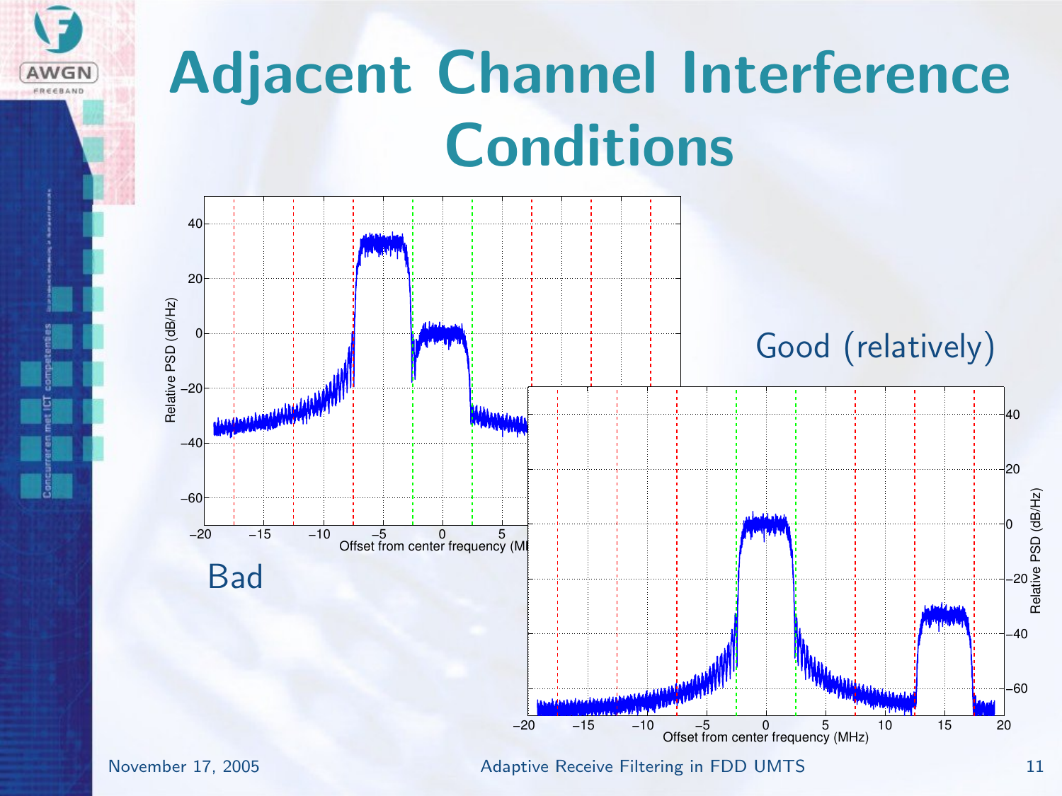# Adjacent Channel Interference Conditions

Good (relatively)

Bad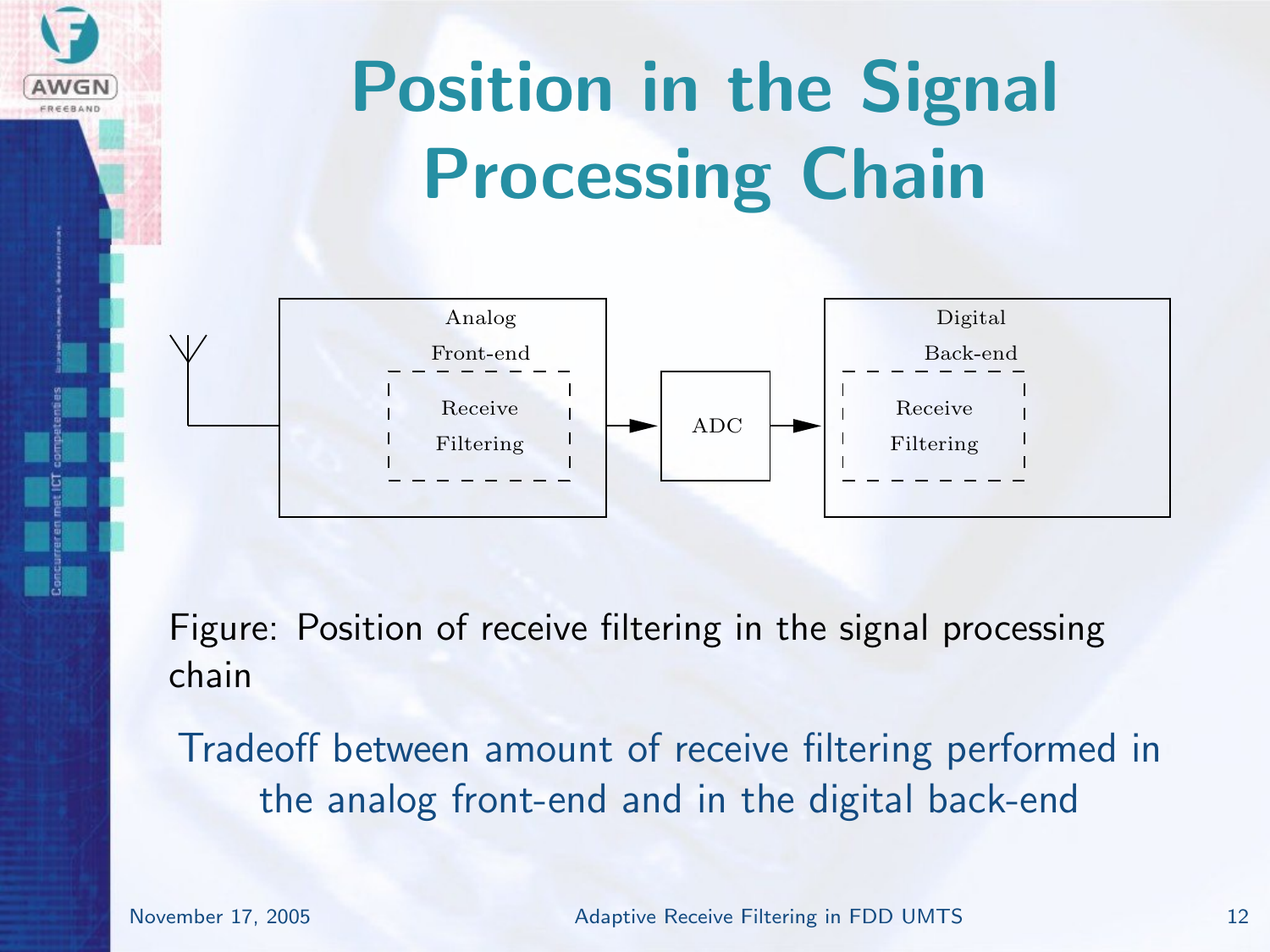# Position in the Signal Processing Chain

Analog Front-end | Receive Filtering → ADC → Digital Back-end | Receive Filtering

Figure: Position of receive filtering in the signal processing chain

Tradeoff between amount of receive filtering performed in the analog front-end and in the digital back-end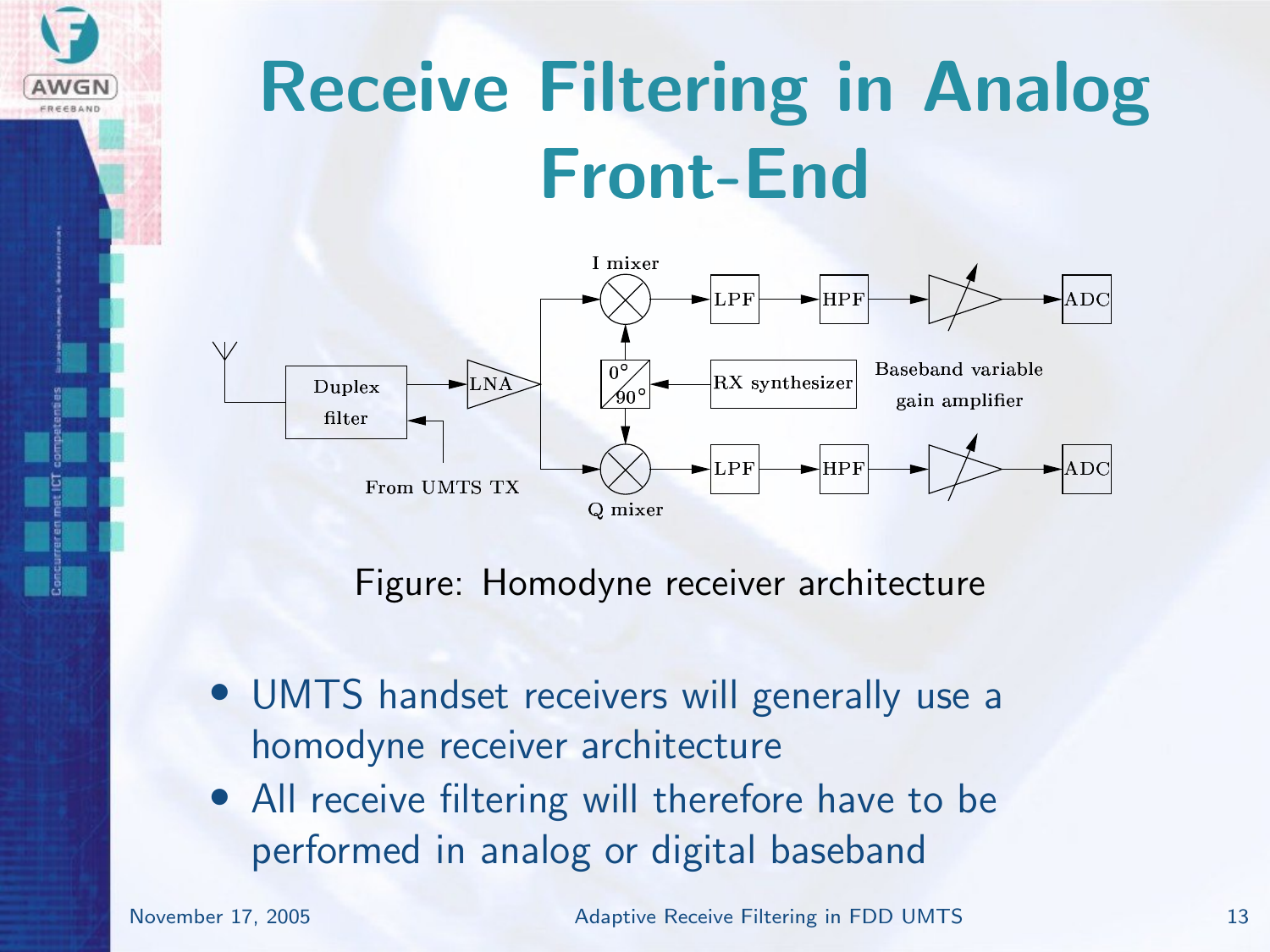# Receive Filtering in Analog Front-End

Figure: Homodyne receiver architecture

- UMTS handset receivers will generally use a homodyne receiver architecture
- All receive filtering will therefore have to be performed in analog or digital baseband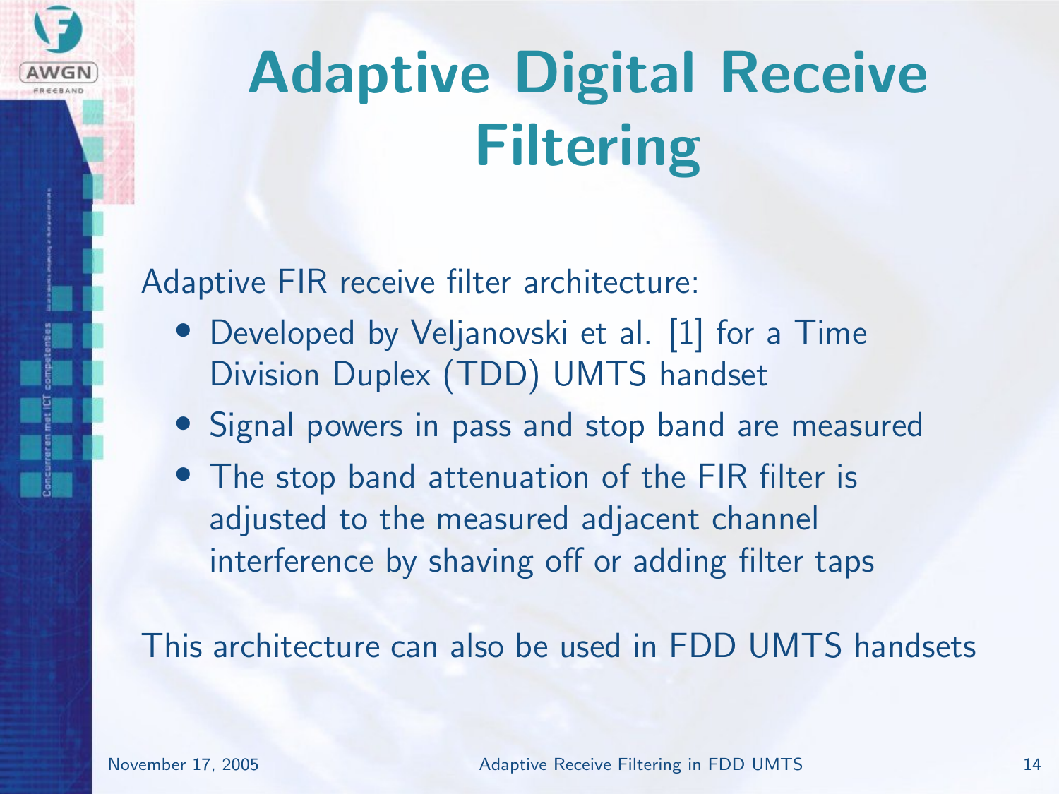# Adaptive Digital Receive Filtering

Adaptive FIR receive filter architecture:

- Developed by Veljanovski et al. [1] for a Time Division Duplex (TDD) UMTS handset
- Signal powers in pass and stop band are measured
- The stop band attenuation of the FIR filter is adjusted to the measured adjacent channel interference by shaving off or adding filter taps

This architecture can also be used in FDD UMTS handsets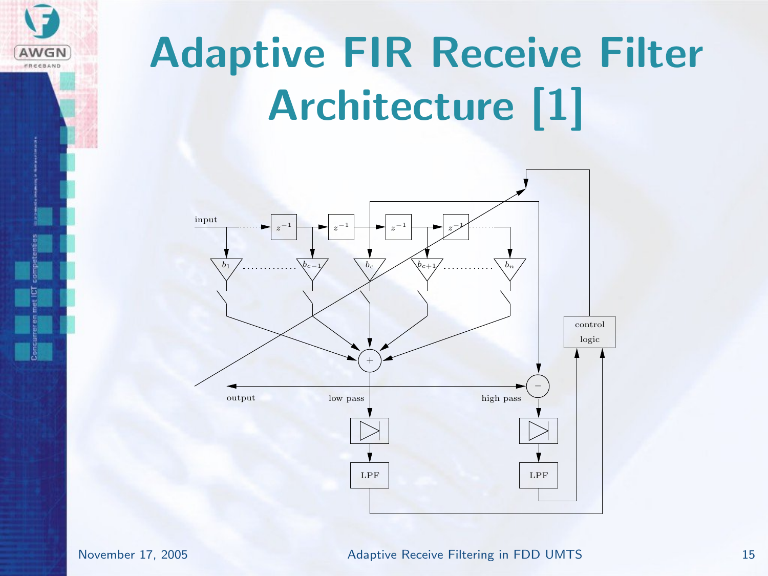# Adaptive FIR Receive Filter Architecture [1]

input

$z^{-1}$ $z^{-1}$ $z^{-1}$ $z^{-1}$

$b_1$ $b_{c-1}$ $b_c$ $b_{c+1}$ $b_n$

+

−

output

low pass

high pass

LPF

LPF

control logic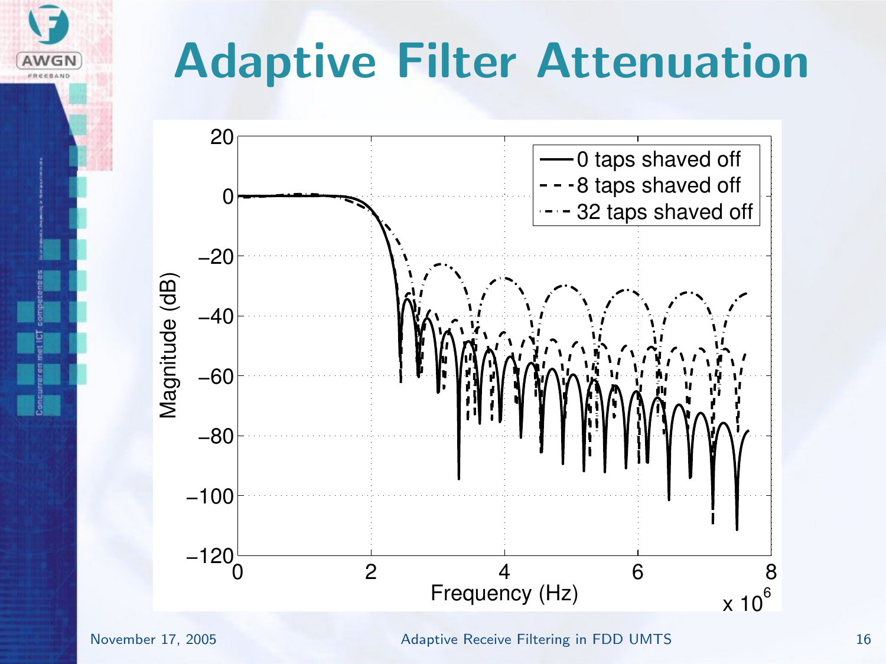# Adaptive Filter Attenuation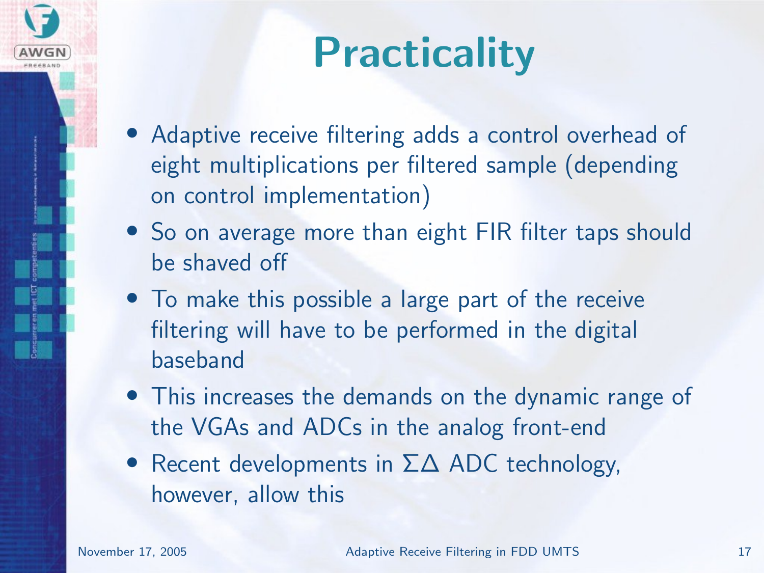# Practicality

- Adaptive receive filtering adds a control overhead of eight multiplications per filtered sample (depending on control implementation)
- So on average more than eight FIR filter taps should be shaved off
- To make this possible a large part of the receive filtering will have to be performed in the digital baseband
- This increases the demands on the dynamic range of the VGAs and ADCs in the analog front-end
- Recent developments in $\Sigma\Delta$ ADC technology, however, allow this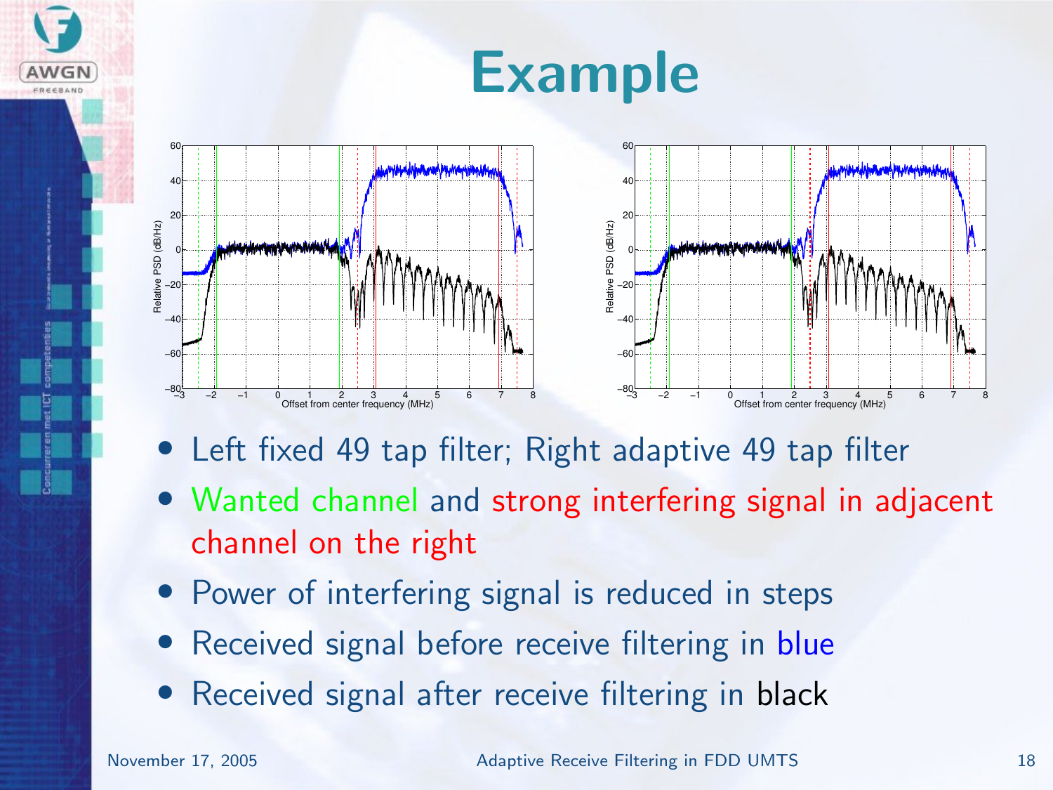# Example

- Left fixed 49 tap filter; Right adaptive 49 tap filter
- Wanted channel and strong interfering signal in adjacent channel on the right
- Power of interfering signal is reduced in steps
- Received signal before receive filtering in blue
- Received signal after receive filtering in black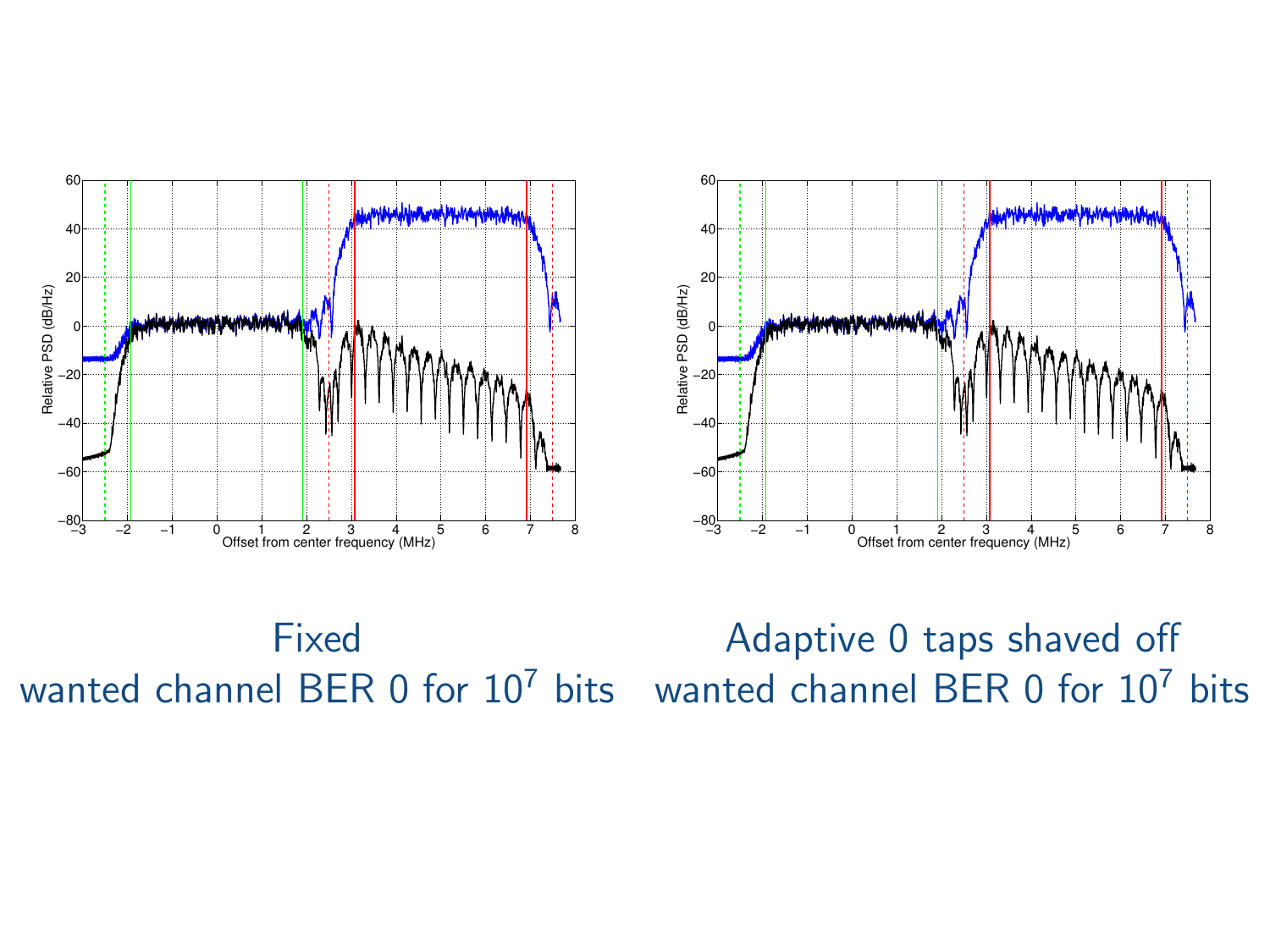Fixed
wanted channel BER 0 for $10^7$ bits

Adaptive 0 taps shaved off
wanted channel BER 0 for $10^7$ bits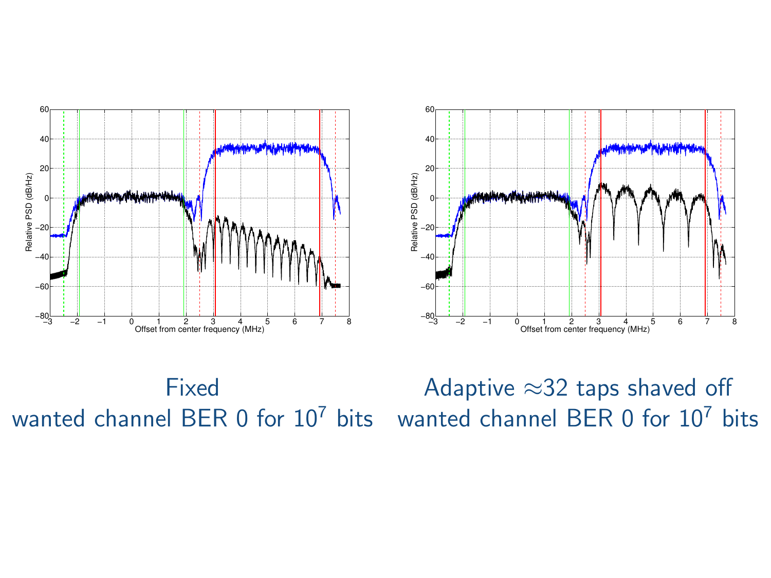Fixed
wanted channel BER 0 for $10^7$ bits

Adaptive $\approx$32 taps shaved off
wanted channel BER 0 for $10^7$ bits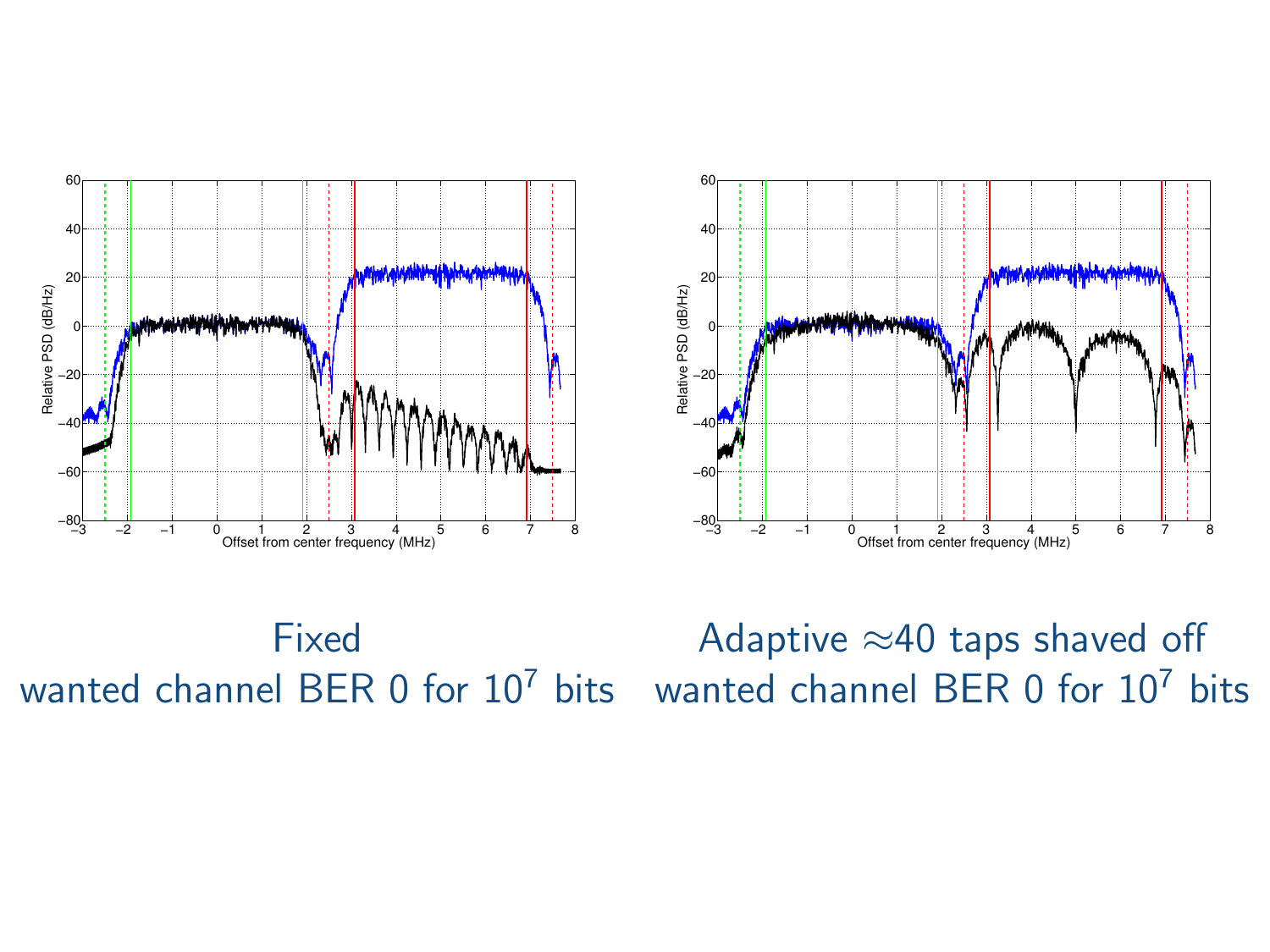Fixed
wanted channel BER 0 for $10^7$ bits

Adaptive $\approx$40 taps shaved off
wanted channel BER 0 for $10^7$ bits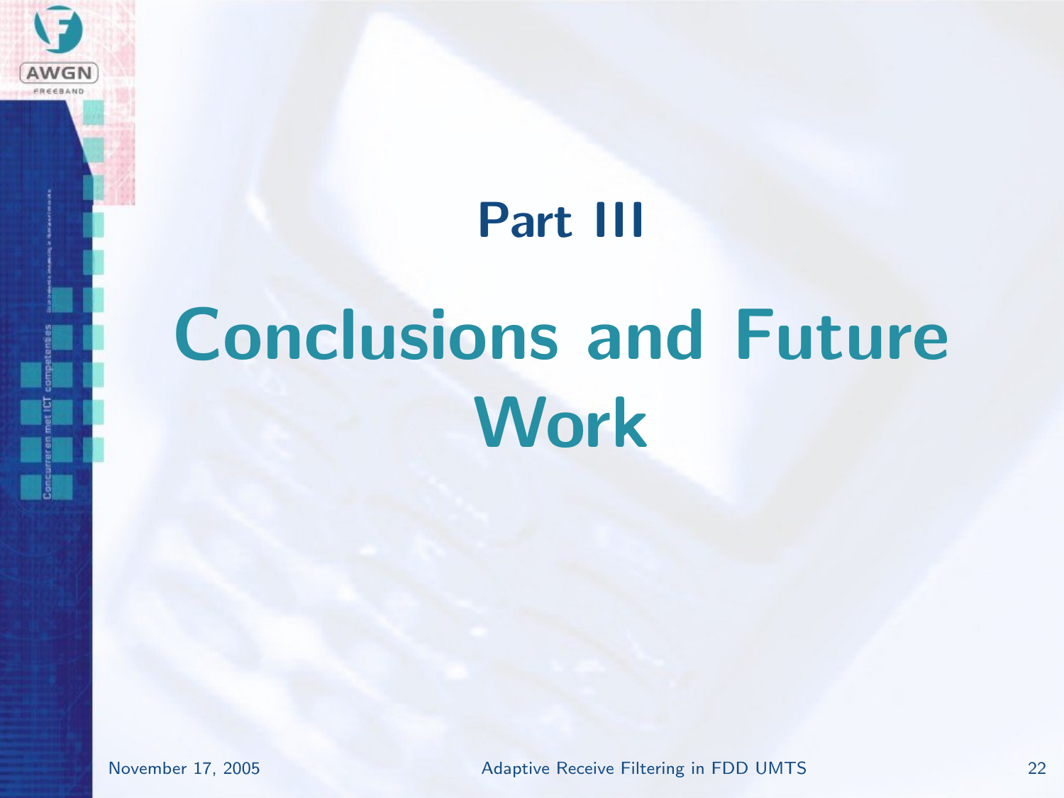# Part III

# Conclusions and Future Work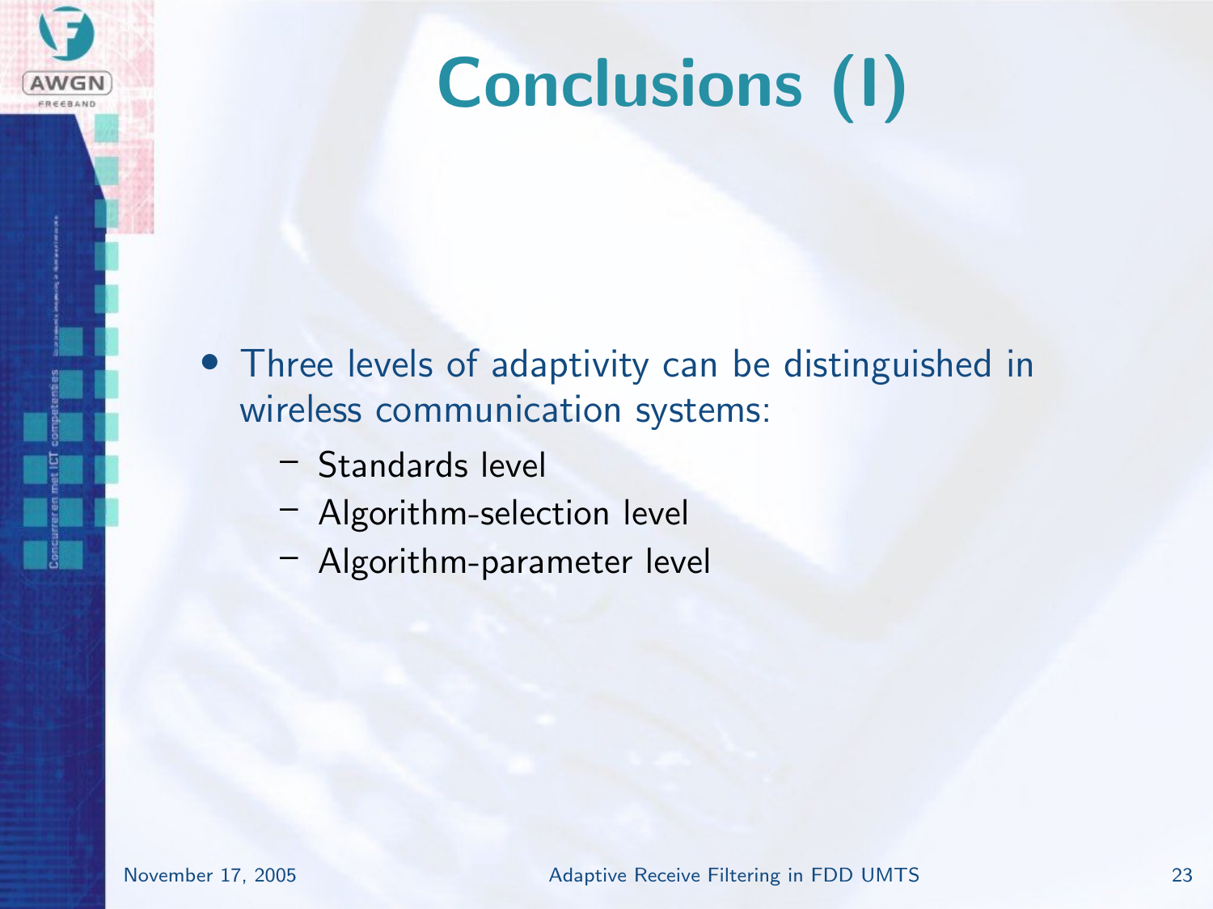# Conclusions (I)

- Three levels of adaptivity can be distinguished in wireless communication systems:
  - Standards level
  - Algorithm-selection level
  - Algorithm-parameter level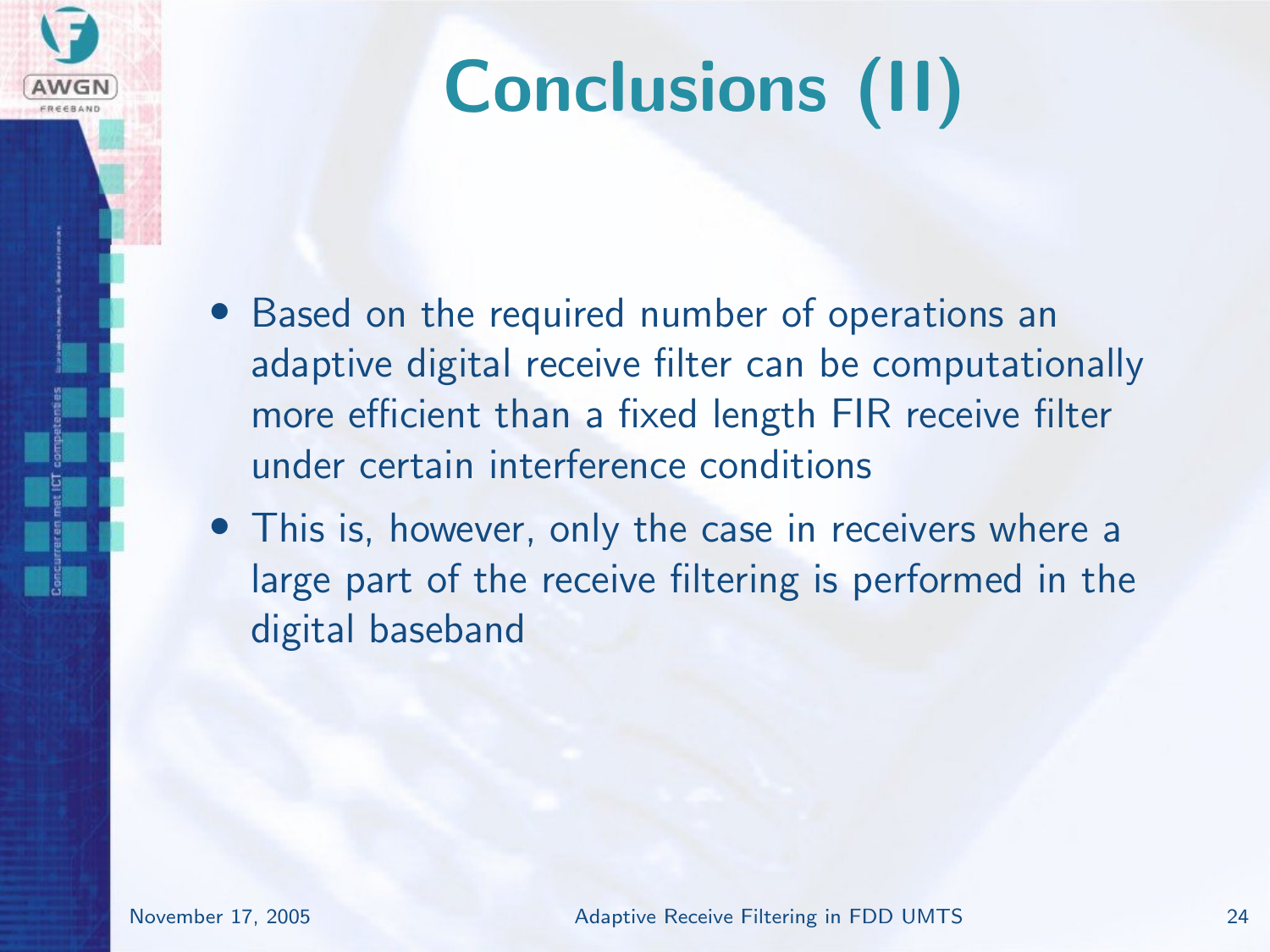# Conclusions (II)

- Based on the required number of operations an adaptive digital receive filter can be computationally more efficient than a fixed length FIR receive filter under certain interference conditions
- This is, however, only the case in receivers where a large part of the receive filtering is performed in the digital baseband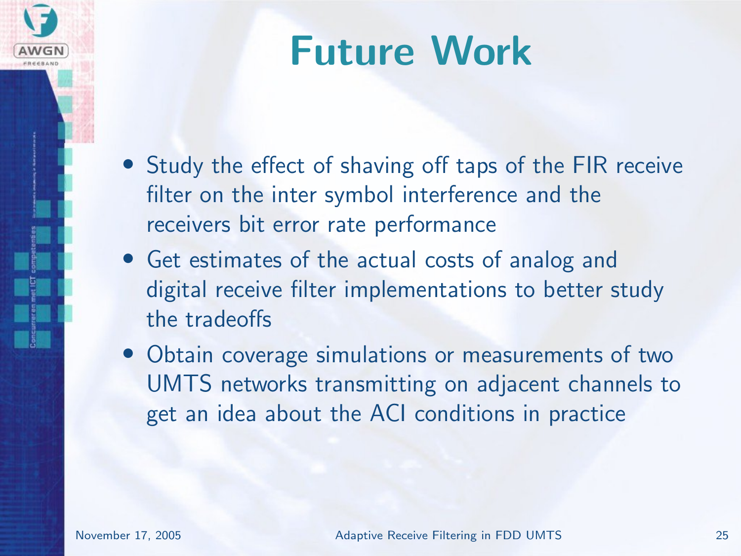# Future Work

- Study the effect of shaving off taps of the FIR receive filter on the inter symbol interference and the receivers bit error rate performance
- Get estimates of the actual costs of analog and digital receive filter implementations to better study the tradeoffs
- Obtain coverage simulations or measurements of two UMTS networks transmitting on adjacent channels to get an idea about the ACI conditions in practice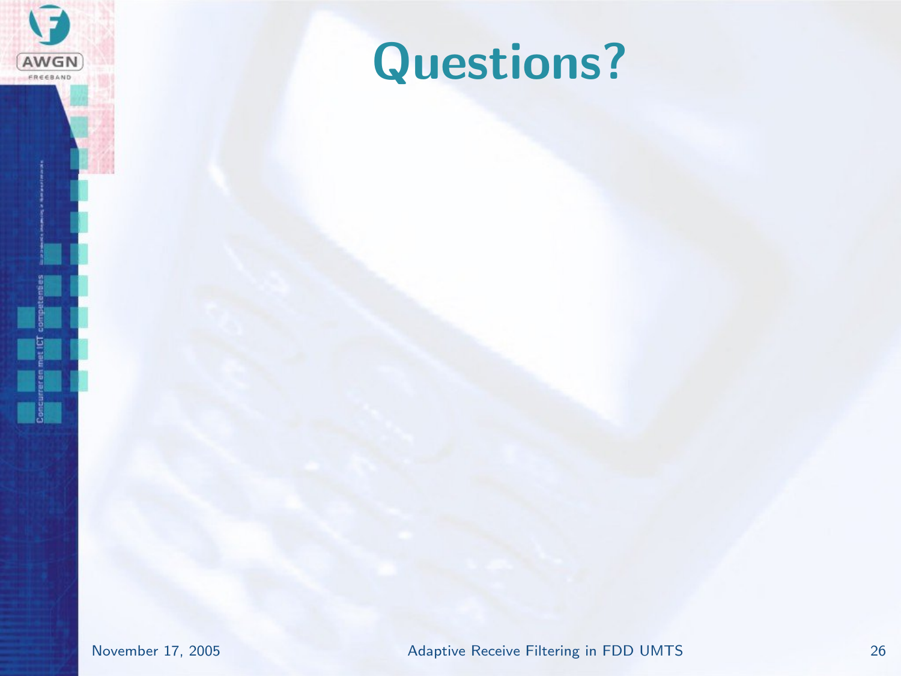# Questions?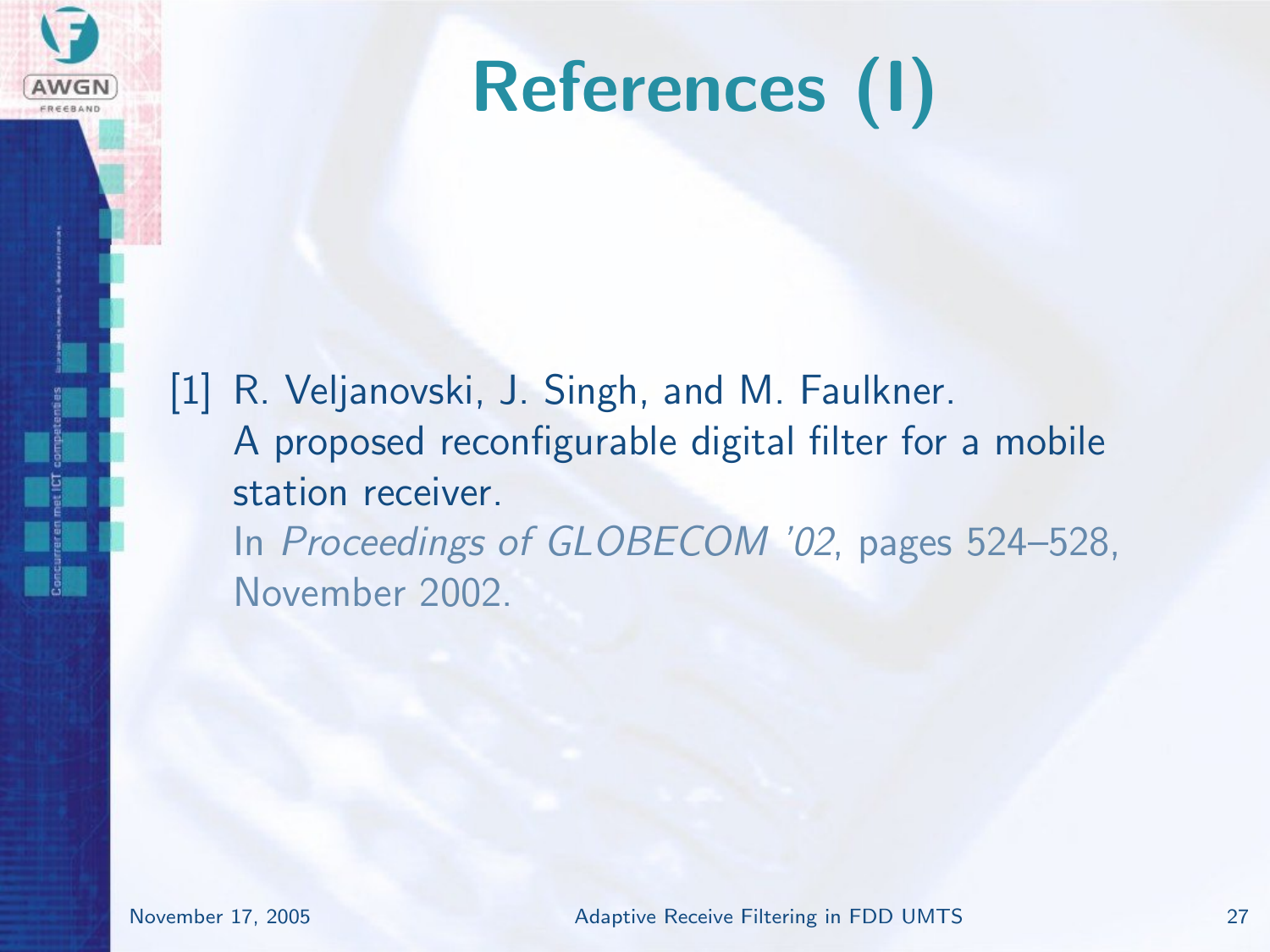# References (I)

[1] R. Veljanovski, J. Singh, and M. Faulkner.
A proposed reconfigurable digital filter for a mobile station receiver.
In *Proceedings of GLOBECOM '02*, pages 524–528, November 2002.